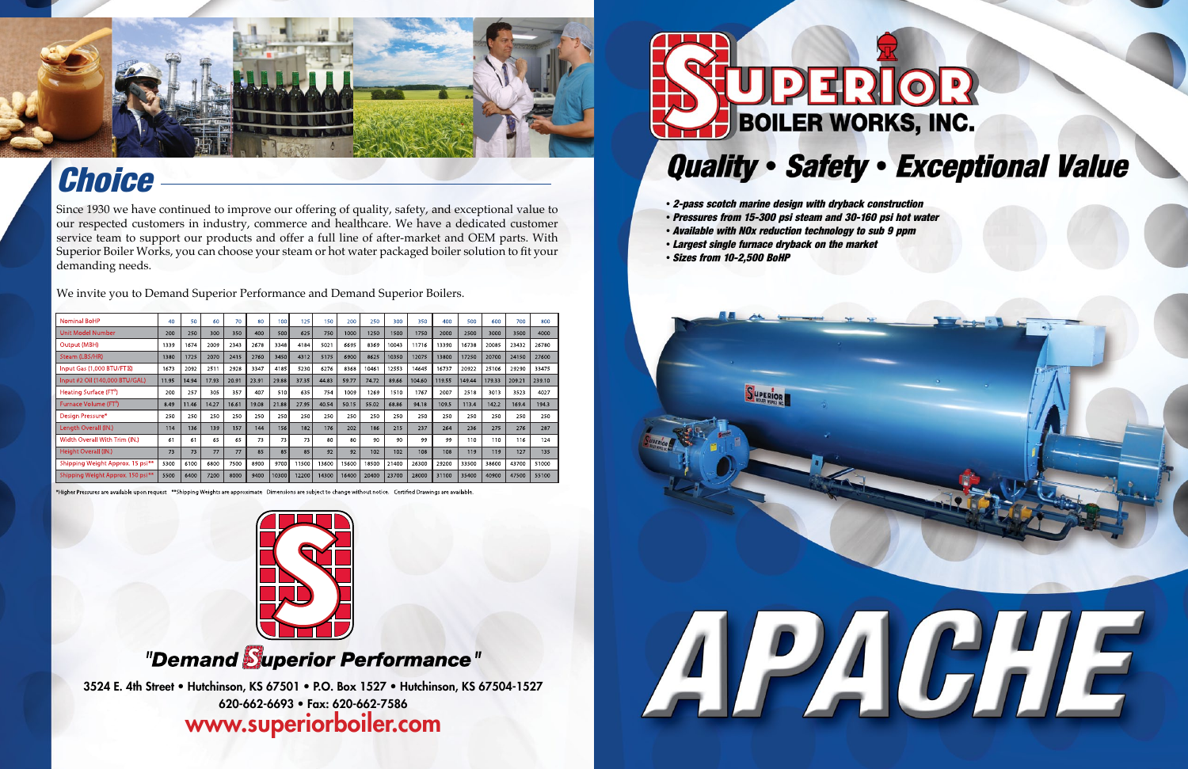## Choice

Since 1930 we have continued to improve our offering of quality, safety, and exceptional value to our respected customers in industry, commerce and healthcare. We have a dedicated customer service team to support our products and offer a full line of after-market and OEM parts. With Superior Boiler Works, you can choose your steam or hot water packaged boiler solution to fit your demanding needs.

We invite you to Demand Superior Performance and Demand Superior Boilers.

| Nominal BoHP | 40 | 50 | 60 | 70 | 80 | 100 | 125 | 150 | 200 | 250 | 300 | 350 | 400 | 500 | 600 | 700 | 800 |
|---|---|---|---|---|---|---|---|---|---|---|---|---|---|---|---|---|---|
| Unit Model Number | 200 | 250 | 300 | 350 | 400 | 500 | 625 | 750 | 1000 | 1250 | 1500 | 1750 | 2000 | 2500 | 3000 | 3500 | 4000 |
| Output (MBH) | 1339 | 1674 | 2009 | 2343 | 2678 | 3348 | 4184 | 5021 | 6695 | 8369 | 10043 | 11716 | 13390 | 16738 | 20085 | 23432 | 26780 |
| Steam (LBS/HR) | 1380 | 1725 | 2070 | 2415 | 2760 | 3450 | 4312 | 5175 | 6900 | 8625 | 10350 | 12075 | 13800 | 17250 | 20700 | 24150 | 27600 |
| Input Gas (1,000 BTU/FT³) | 1673 | 2092 | 2511 | 2928 | 3347 | 4185 | 5230 | 6276 | 8368 | 10461 | 12553 | 14645 | 16737 | 20922 | 25106 | 29290 | 33475 |
| Input #2 Oil (140,000 BTU/GAL) | 11.95 | 14.94 | 17.93 | 20.91 | 23.91 | 29.88 | 37.35 | 44.83 | 59.77 | 74.72 | 89.66 | 104.60 | 119.55 | 149.44 | 179.33 | 209.21 | 239.10 |
| Heating Surface (FT²) | 200 | 257 | 305 | 357 | 407 | 510 | 635 | 754 | 1009 | 1269 | 1510 | 1767 | 2007 | 2518 | 3013 | 3523 | 4027 |
| Furnace Volume (FT³) | 8.49 | 11.46 | 14.27 | 16.61 | 19.08 | 21.88 | 27.95 | 40.54 | 50.15 | 55.02 | 68.86 | 94.18 | 109.5 | 113.4 | 142.2 | 169.4 | 194.3 |
| Design Pressure* | 250 | 250 | 250 | 250 | 250 | 250 | 250 | 250 | 250 | 250 | 250 | 250 | 250 | 250 | 250 | 250 | 250 |
| Length Overall (IN.) | 114 | 136 | 139 | 157 | 144 | 156 | 182 | 176 | 202 | 186 | 215 | 237 | 264 | 236 | 275 | 276 | 287 |
| Width Overall With Trim (IN.) | 61 | 61 | 65 | 65 | 73 | 73 | 73 | 80 | 80 | 90 | 90 | 99 | 99 | 110 | 110 | 116 | 124 |
| Height Overall (IN.) | 73 | 73 | 77 | 77 | 85 | 85 | 85 | 92 | 92 | 102 | 102 | 108 | 108 | 119 | 119 | 127 | 135 |
| Shipping Weight Approx. 15 psi** | 5300 | 6100 | 6800 | 7500 | 8900 | 9700 | 11500 | 13600 | 15600 | 18500 | 21400 | 26300 | 29200 | 33500 | 38600 | 43700 | 51000 |
| Shipping Weight Approx. 150 psi** | 5500 | 6400 | 7200 | 8000 | 9400 | 10300 | 12200 | 14300 | 16400 | 20400 | 23700 | 28000 | 31100 | 35400 | 40900 | 47500 | 55100 |

*Higher Pressures are available upon request **Shipping Weights are approximate Dimensions are subject to change without notice. Certified Drawings are available.

"Demand Superior Performance"

3524 E. 4th Street • Hutchinson, KS 67501 • P.O. Box 1527 • Hutchinson, KS 67504-1527
620-662-6693 • Fax: 620-662-7586
www.superiorboiler.com

# SUPERIOR BOILER WORKS, INC.

## Quality • Safety • Exceptional Value

- *2-pass scotch marine design with dryback construction*
- *Pressures from 15-300 psi steam and 30-160 psi hot water*
- *Available with NOx reduction technology to sub 9 ppm*
- *Largest single furnace dryback on the market*
- *Sizes from 10-2,500 BoHP*

# APACHE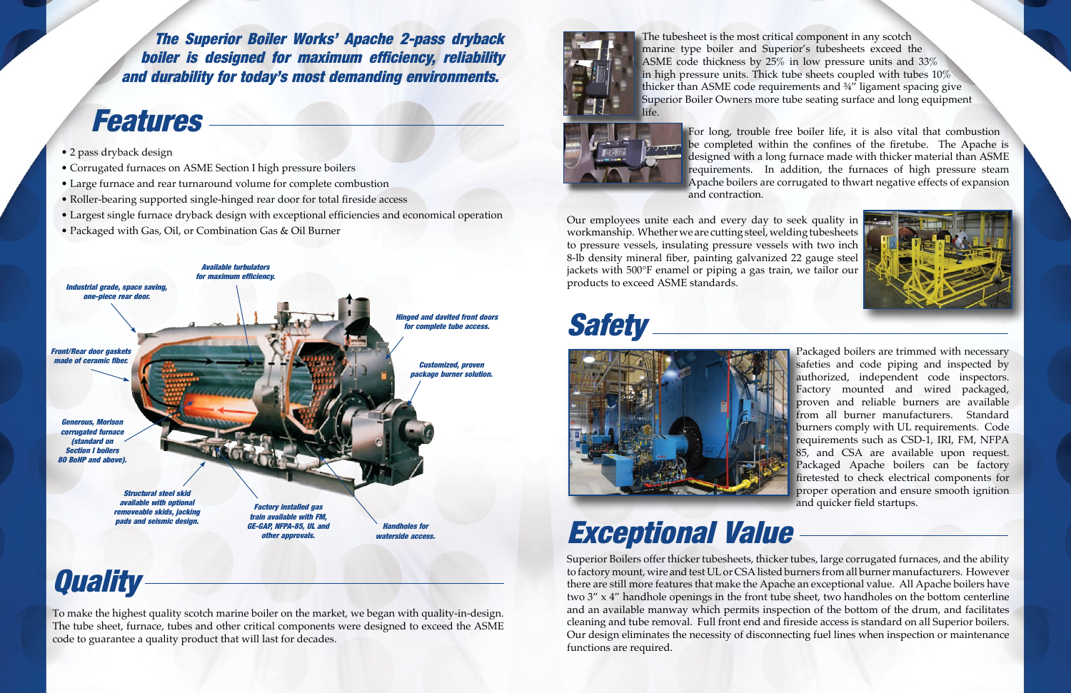***The Superior Boiler Works' Apache 2-pass dryback boiler is designed for maximum efficiency, reliability and durability for today's most demanding environments.***

# Features

- 2 pass dryback design
- Corrugated furnaces on ASME Section I high pressure boilers
- Large furnace and rear turnaround volume for complete combustion
- Roller-bearing supported single-hinged rear door for total fireside access
- Largest single furnace dryback design with exceptional efficiencies and economical operation
- Packaged with Gas, Oil, or Combination Gas & Oil Burner

*Available turbulators for maximum efficiency.*

*Industrial grade, space saving, one-piece rear door.*

*Hinged and davited front doors for complete tube access.*

*Front/Rear door gaskets made of ceramic fiber.*

*Customized, proven package burner solution.*

*Generous, Morison corrugated furnace (standard on Section I boilers 80 BoHP and above).*

*Structural steel skid available with optional removeable skids, jacking pads and seismic design.*

*Factory installed gas train available with FM, GE-GAP, NFPA-85, UL and other approvals.*

*Handholes for waterside access.*

# Quality

To make the highest quality scotch marine boiler on the market, we began with quality-in-design. The tube sheet, furnace, tubes and other critical components were designed to exceed the ASME code to guarantee a quality product that will last for decades.

The tubesheet is the most critical component in any scotch marine type boiler and Superior's tubesheets exceed the ASME code thickness by 25% in low pressure units and 33% in high pressure units. Thick tube sheets coupled with tubes 10% thicker than ASME code requirements and ¾" ligament spacing give Superior Boiler Owners more tube seating surface and long equipment life.

For long, trouble free boiler life, it is also vital that combustion be completed within the confines of the firetube. The Apache is designed with a long furnace made with thicker material than ASME requirements. In addition, the furnaces of high pressure steam Apache boilers are corrugated to thwart negative effects of expansion and contraction.

Our employees unite each and every day to seek quality in workmanship. Whether we are cutting steel, welding tubesheets to pressure vessels, insulating pressure vessels with two inch 8-lb density mineral fiber, painting galvanized 22 gauge steel jackets with 500°F enamel or piping a gas train, we tailor our products to exceed ASME standards.

# Safety

Packaged boilers are trimmed with necessary safeties and code piping and inspected by authorized, independent code inspectors. Factory mounted and wired packaged, proven and reliable burners are available from all burner manufacturers. Standard burners comply with UL requirements. Code requirements such as CSD-1, IRI, FM, NFPA 85, and CSA are available upon request. Packaged Apache boilers can be factory firetested to check electrical components for proper operation and ensure smooth ignition and quicker field startups.

# Exceptional Value

Superior Boilers offer thicker tubesheets, thicker tubes, large corrugated furnaces, and the ability to factory mount, wire and test UL or CSA listed burners from all burner manufacturers. However there are still more features that make the Apache an exceptional value. All Apache boilers have two 3" x 4" handhole openings in the front tube sheet, two handholes on the bottom centerline and an available manway which permits inspection of the bottom of the drum, and facilitates cleaning and tube removal. Full front end and fireside access is standard on all Superior boilers. Our design eliminates the necessity of disconnecting fuel lines when inspection or maintenance functions are required.